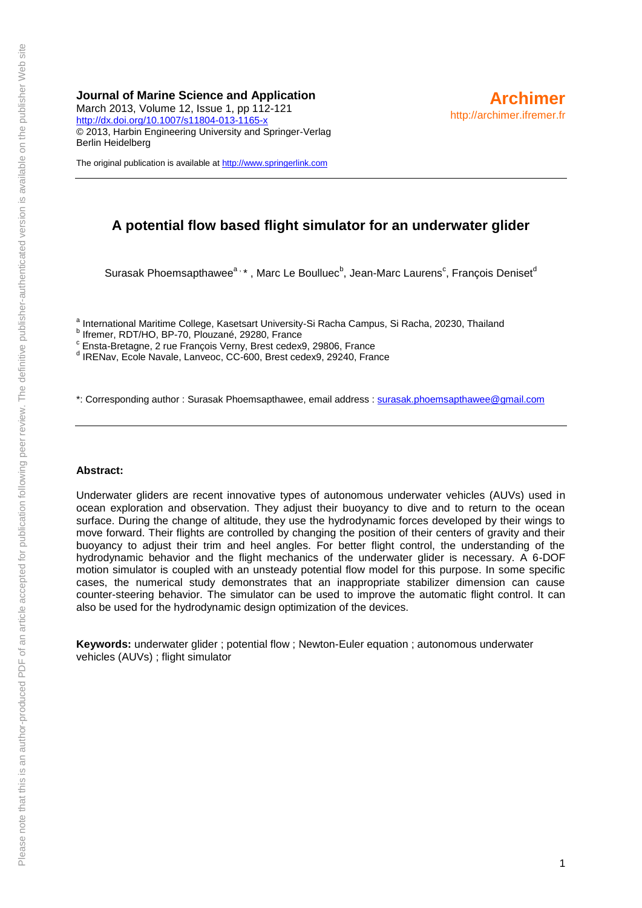**Journal of Marine Science and Application**
March 2013, Volume 12, Issue 1, pp 112-121
http://dx.doi.org/10.1007/s11804-013-1165-x
© 2013, Harbin Engineering University and Springer-Verlag Berlin Heidelberg

The original publication is available at http://www.springerlink.com

**Archimer**
http://archimer.ifremer.fr

# A potential flow based flight simulator for an underwater glider

Surasak Phoemsapthawee[a,*], Marc Le Boulluec[b], Jean-Marc Laurens[c], François Deniset[d]

[a] International Maritime College, Kasetsart University-Si Racha Campus, Si Racha, 20230, Thailand
[b] Ifremer, RDT/HO, BP-70, Plouzané, 29280, France
[c] Ensta-Bretagne, 2 rue François Verny, Brest cedex9, 29806, France
[d] IRENav, Ecole Navale, Lanveoc, CC-600, Brest cedex9, 29240, France

*: Corresponding author : Surasak Phoemsapthawee, email address : surasak.phoemsapthawee@gmail.com

**Abstract:**

Underwater gliders are recent innovative types of autonomous underwater vehicles (AUVs) used in ocean exploration and observation. They adjust their buoyancy to dive and to return to the ocean surface. During the change of altitude, they use the hydrodynamic forces developed by their wings to move forward. Their flights are controlled by changing the position of their centers of gravity and their buoyancy to adjust their trim and heel angles. For better flight control, the understanding of the hydrodynamic behavior and the flight mechanics of the underwater glider is necessary. A 6-DOF motion simulator is coupled with an unsteady potential flow model for this purpose. In some specific cases, the numerical study demonstrates that an inappropriate stabilizer dimension can cause counter-steering behavior. The simulator can be used to improve the automatic flight control. It can also be used for the hydrodynamic design optimization of the devices.

**Keywords:** underwater glider ; potential flow ; Newton-Euler equation ; autonomous underwater vehicles (AUVs) ; flight simulator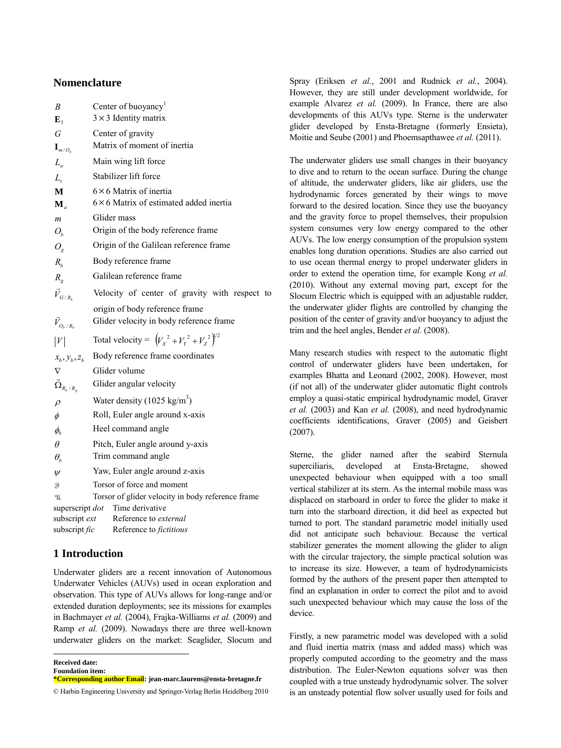## Nomenclature

| | |
|---|---|
| $B$ | Center of buoyancy[1] |
| $\mathbf{E}_3$ | $3 \times 3$ Identity matrix |
| $G$ | Center of gravity |
| $\mathbf{I}_{m/O_b}$ | Matrix of moment of inertia |
| $L_w$ | Main wing lift force |
| $L_s$ | Stabilizer lift force |
| $\mathbf{M}$ | $6 \times 6$ Matrix of inertia |
| $\mathbf{M}_a$ | $6 \times 6$ Matrix of estimated added inertia |
| $m$ | Glider mass |
| $O_b$ | Origin of the body reference frame |
| $O_g$ | Origin of the Galilean reference frame |
| $R_b$ | Body reference frame |
| $R_g$ | Galilean reference frame |
| $\vec{V}_{G/R_b}$ | Velocity of center of gravity with respect to origin of body reference frame |
| $\vec{V}_{O_b/R_b}$ | Glider velocity in body reference frame |
| $\lvert V \rvert$ | Total velocity = $\left(V_X^{\,2} + V_Y^{\,2} + V_Z^{\,2}\right)^{1/2}$ |
| $x_b, y_b, z_b$ | Body reference frame coordinates |
| $\nabla$ | Glider volume |
| $\vec{\Omega}_{R_b/R_g}$ | Glider angular velocity |
| $\rho$ | Water density (1025 kg/m$^3$) |
| $\phi$ | Roll, Euler angle around x-axis |
| $\phi_b$ | Heel command angle |
| $\theta$ | Pitch, Euler angle around y-axis |
| $\theta_b$ | Trim command angle |
| $\psi$ | Yaw, Euler angle around z-axis |
| $\mathfrak{F}$ | Torsor of force and moment |
| $\mathcal{U}$ | Torsor of glider velocity in body reference frame |
| superscript *dot* | Time derivative |
| subscript *ext* | Reference to *external* |
| subscript *fic* | Reference to *fictitious* |

## 1 Introduction

Underwater gliders are a recent innovation of Autonomous Underwater Vehicles (AUVs) used in ocean exploration and observation. This type of AUVs allows for long-range and/or extended duration deployments; see its missions for examples in Bachmayer *et al.* (2004), Frajka-Williams *et al.* (2009) and Ramp *et al.* (2009). Nowadays there are three well-known underwater gliders on the market: Seaglider, Slocum and Spray (Eriksen *et al.*, 2001 and Rudnick *et al.*, 2004). However, they are still under development worldwide, for example Alvarez *et al.* (2009). In France, there are also developments of this AUVs type. Sterne is the underwater glider developed by Ensta-Bretagne (formerly Ensieta), Moitie and Seube (2001) and Phoemsapthawee *et al.* (2011).

The underwater gliders use small changes in their buoyancy to dive and to return to the ocean surface. During the change of altitude, the underwater gliders, like air gliders, use the hydrodynamic forces generated by their wings to move forward to the desired location. Since they use the buoyancy and the gravity force to propel themselves, their propulsion system consumes very low energy compared to the other AUVs. The low energy consumption of the propulsion system enables long duration operations. Studies are also carried out to use ocean thermal energy to propel underwater gliders in order to extend the operation time, for example Kong *et al.* (2010). Without any external moving part, except for the Slocum Electric which is equipped with an adjustable rudder, the underwater glider flights are controlled by changing the position of the center of gravity and/or buoyancy to adjust the trim and the heel angles, Bender *et al.* (2008).

Many research studies with respect to the automatic flight control of underwater gliders have been undertaken, for examples Bhatta and Leonard (2002, 2008). However, most (if not all) of the underwater glider automatic flight controls employ a quasi-static empirical hydrodynamic model, Graver *et al.* (2003) and Kan *et al.* (2008), and need hydrodynamic coefficients identifications, Graver (2005) and Geisbert (2007).

Sterne, the glider named after the seabird Sternula superciliaris, developed at Ensta-Bretagne, showed unexpected behaviour when equipped with a too small vertical stabilizer at its stern. As the internal mobile mass was displaced on starboard in order to force the glider to make it turn into the starboard direction, it did heel as expected but turned to port. The standard parametric model initially used did not anticipate such behaviour. Because the vertical stabilizer generates the moment allowing the glider to align with the circular trajectory, the simple practical solution was to increase its size. However, a team of hydrodynamicists formed by the authors of the present paper then attempted to find an explanation in order to correct the pilot and to avoid such unexpected behaviour which may cause the loss of the device.

Firstly, a new parametric model was developed with a solid and fluid inertia matrix (mass and added mass) which was properly computed according to the geometry and the mass distribution. The Euler-Newton equations solver was then coupled with a true unsteady hydrodynamic solver. The solver is an unsteady potential flow solver usually used for foils and

---

**Received date:**
**Foundation item:**
**\*Corresponding author Email: jean-marc.laurens@ensta-bretagne.fr**
© Harbin Engineering University and Springer-Verlag Berlin Heidelberg 2010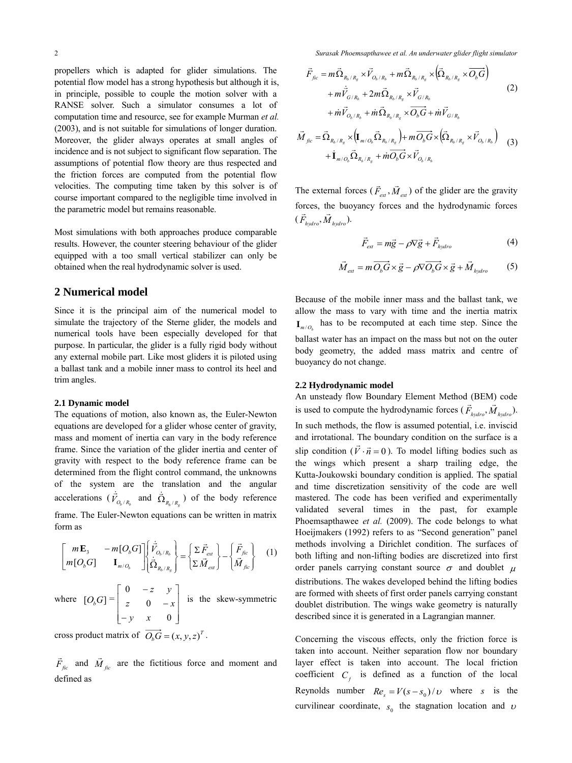propellers which is adapted for glider simulations. The potential flow model has a strong hypothesis but although it is, in principle, possible to couple the motion solver with a RANSE solver. Such a simulator consumes a lot of computation time and resource, see for example Murman *et al.* (2003), and is not suitable for simulations of longer duration. Moreover, the glider always operates at small angles of incidence and is not subject to significant flow separation. The assumptions of potential flow theory are thus respected and the friction forces are computed from the potential flow velocities. The computing time taken by this solver is of course important compared to the negligible time involved in the parametric model but remains reasonable.

Most simulations with both approaches produce comparable results. However, the counter steering behaviour of the glider equipped with a too small vertical stabilizer can only be obtained when the real hydrodynamic solver is used.

## 2 Numerical model

Since it is the principal aim of the numerical model to simulate the trajectory of the Sterne glider, the models and numerical tools have been especially developed for that purpose. In particular, the glider is a fully rigid body without any external mobile part. Like most gliders it is piloted using a ballast tank and a mobile inner mass to control its heel and trim angles.

### 2.1 Dynamic model

The equations of motion, also known as, the Euler-Newton equations are developed for a glider whose center of gravity, mass and moment of inertia can vary in the body reference frame. Since the variation of the glider inertia and center of gravity with respect to the body reference frame can be determined from the flight control command, the unknowns of the system are the translation and the angular accelerations ($\dot{\vec{V}}_{O_b/R_b}$ and $\dot{\vec{\Omega}}_{R_b/R_g}$) of the body reference frame. The Euler-Newton equations can be written in matrix form as

$$
\begin{bmatrix} m\mathbf{E}_3 & -m[O_bG] \\ m[O_bG] & \mathbf{I}_{m/O_b} \end{bmatrix} \begin{Bmatrix} \dot{\vec{V}}_{O_b/R_b} \\ \dot{\vec{\Omega}}_{R_b/R_g} \end{Bmatrix} = \begin{Bmatrix} \Sigma \vec{F}_{ext} \\ \Sigma \vec{M}_{ext} \end{Bmatrix} - \begin{Bmatrix} \vec{F}_{fic} \\ \vec{M}_{fic} \end{Bmatrix} \quad (1)
$$

where $[O_bG] = \begin{bmatrix} 0 & -z & y \\ z & 0 & -x \\ -y & x & 0 \end{bmatrix}$ is the skew-symmetric cross product matrix of $\overrightarrow{O_bG} = (x, y, z)^T$.

$\vec{F}_{fic}$ and $\vec{M}_{fic}$ are the fictitious force and moment and defined as

$$
\begin{aligned}
\vec{F}_{fic} = {} & m\vec{\Omega}_{R_b/R_g} \times \vec{V}_{O_b/R_b} + m\vec{\Omega}_{R_b/R_g} \times \left(\vec{\Omega}_{R_b/R_g} \times \overrightarrow{O_bG}\right) \\
& + m\dot{\vec{V}}_{G/R_b} + 2m\vec{\Omega}_{R_b/R_g} \times \vec{V}_{G/R_b} \\
& + \dot{m}\vec{V}_{O_b/R_b} + \dot{m}\vec{\Omega}_{R_b/R_g} \times \overrightarrow{O_bG} + \dot{m}\vec{V}_{G/R_b}
\end{aligned} \quad (2)
$$

$$
\begin{aligned}
\vec{M}_{fic} = {} & \vec{\Omega}_{R_b/R_g} \times \left(\mathbf{I}_{m/O_b}\vec{\Omega}_{R_b/R_g}\right) + m\overrightarrow{O_bG} \times \left(\vec{\Omega}_{R_b/R_g} \times \vec{V}_{O_b/R_b}\right) \\
& + \dot{\mathbf{I}}_{m/O_b}\vec{\Omega}_{R_b/R_g} + \dot{m}\overrightarrow{O_bG} \times \vec{V}_{O_b/R_b}
\end{aligned} \quad (3)
$$

The external forces ($\vec{F}_{ext}, \vec{M}_{ext}$) of the glider are the gravity forces, the buoyancy forces and the hydrodynamic forces ($\vec{F}_{hydro}, \vec{M}_{hydro}$).

$$
\vec{F}_{ext} = m\vec{g} - \rho\nabla\vec{g} + \vec{F}_{hydro} \quad (4)
$$

$$
\vec{M}_{ext} = m\overrightarrow{O_bG} \times \vec{g} - \rho\nabla\overrightarrow{O_bG} \times \vec{g} + \vec{M}_{hydro} \quad (5)
$$

Because of the mobile inner mass and the ballast tank, we allow the mass to vary with time and the inertia matrix $\mathbf{I}_{m/O_b}$ has to be recomputed at each time step. Since the ballast water has an impact on the mass but not on the outer body geometry, the added mass matrix and centre of buoyancy do not change.

### 2.2 Hydrodynamic model

An unsteady flow Boundary Element Method (BEM) code is used to compute the hydrodynamic forces ($\vec{F}_{hydro}, \vec{M}_{hydro}$). In such methods, the flow is assumed potential, i.e. inviscid and irrotational. The boundary condition on the surface is a slip condition ($\vec{V} \cdot \vec{n} = 0$). To model lifting bodies such as the wings which present a sharp trailing edge, the Kutta-Joukowski boundary condition is applied. The spatial and time discretization sensitivity of the code are well mastered. The code has been verified and experimentally validated several times in the past, for example Phoemsapthawee *et al.* (2009). The code belongs to what Hoeijmakers (1992) refers to as "Second generation" panel methods involving a Dirichlet condition. The surfaces of both lifting and non-lifting bodies are discretized into first order panels carrying constant source $\sigma$ and doublet $\mu$ distributions. The wakes developed behind the lifting bodies are formed with sheets of first order panels carrying constant doublet distribution. The wings wake geometry is naturally described since it is generated in a Lagrangian manner.

Concerning the viscous effects, only the friction force is taken into account. Neither separation flow nor boundary layer effect is taken into account. The local friction coefficient $C_f$ is defined as a function of the local Reynolds number $Re_s = V(s - s_0)/\upsilon$ where $s$ is the curvilinear coordinate, $s_0$ the stagnation location and $\upsilon$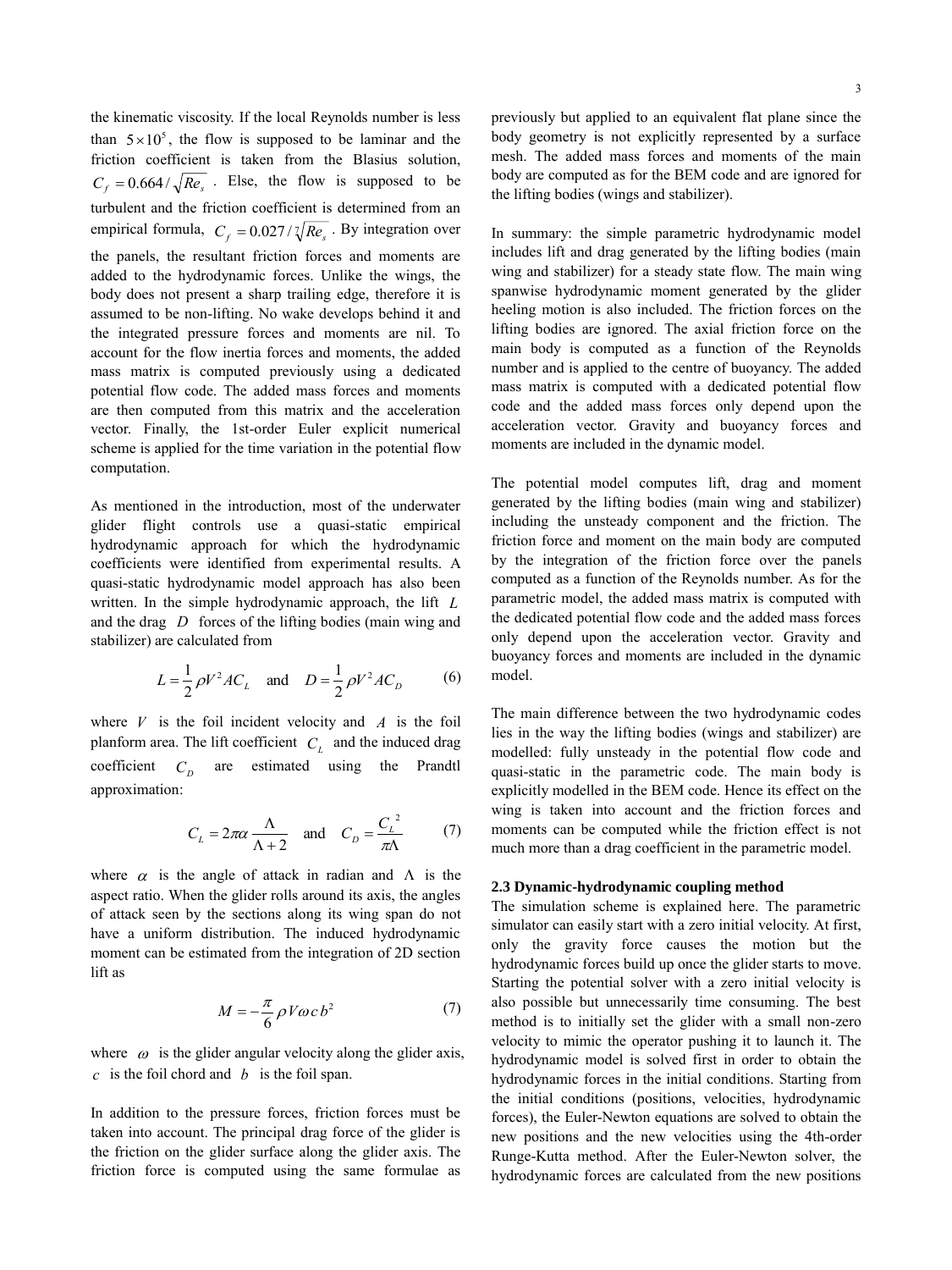the kinematic viscosity. If the local Reynolds number is less than $5\times10^5$, the flow is supposed to be laminar and the friction coefficient is taken from the Blasius solution, $C_f = 0.664/\sqrt{Re_s}$. Else, the flow is supposed to be turbulent and the friction coefficient is determined from an empirical formula, $C_f = 0.027/\sqrt[7]{Re_s}$. By integration over the panels, the resultant friction forces and moments are added to the hydrodynamic forces. Unlike the wings, the body does not present a sharp trailing edge, therefore it is assumed to be non-lifting. No wake develops behind it and the integrated pressure forces and moments are nil. To account for the flow inertia forces and moments, the added mass matrix is computed previously using a dedicated potential flow code. The added mass forces and moments are then computed from this matrix and the acceleration vector. Finally, the 1st-order Euler explicit numerical scheme is applied for the time variation in the potential flow computation.

As mentioned in the introduction, most of the underwater glider flight controls use a quasi-static empirical hydrodynamic approach for which the hydrodynamic coefficients were identified from experimental results. A quasi-static hydrodynamic model approach has also been written. In the simple hydrodynamic approach, the lift $L$ and the drag $D$ forces of the lifting bodies (main wing and stabilizer) are calculated from

$$L = \frac{1}{2}\rho V^2 A C_L \quad \text{and} \quad D = \frac{1}{2}\rho V^2 A C_D \qquad (6)$$

where $V$ is the foil incident velocity and $A$ is the foil planform area. The lift coefficient $C_L$ and the induced drag coefficient $C_D$ are estimated using the Prandtl approximation:

$$C_L = 2\pi\alpha \frac{\Lambda}{\Lambda+2} \quad \text{and} \quad C_D = \frac{C_L^{\,2}}{\pi\Lambda} \qquad (7)$$

where $\alpha$ is the angle of attack in radian and $\Lambda$ is the aspect ratio. When the glider rolls around its axis, the angles of attack seen by the sections along its wing span do not have a uniform distribution. The induced hydrodynamic moment can be estimated from the integration of 2D section lift as

$$M = -\frac{\pi}{6}\rho V \omega c\, b^2 \qquad (7)$$

where $\omega$ is the glider angular velocity along the glider axis, $c$ is the foil chord and $b$ is the foil span.

In addition to the pressure forces, friction forces must be taken into account. The principal drag force of the glider is the friction on the glider surface along the glider axis. The friction force is computed using the same formulae as previously but applied to an equivalent flat plane since the body geometry is not explicitly represented by a surface mesh. The added mass forces and moments of the main body are computed as for the BEM code and are ignored for the lifting bodies (wings and stabilizer).

In summary: the simple parametric hydrodynamic model includes lift and drag generated by the lifting bodies (main wing and stabilizer) for a steady state flow. The main wing spanwise hydrodynamic moment generated by the glider heeling motion is also included. The friction forces on the lifting bodies are ignored. The axial friction force on the main body is computed as a function of the Reynolds number and is applied to the centre of buoyancy. The added mass matrix is computed with a dedicated potential flow code and the added mass forces only depend upon the acceleration vector. Gravity and buoyancy forces and moments are included in the dynamic model.

The potential model computes lift, drag and moment generated by the lifting bodies (main wing and stabilizer) including the unsteady component and the friction. The friction force and moment on the main body are computed by the integration of the friction force over the panels computed as a function of the Reynolds number. As for the parametric model, the added mass matrix is computed with the dedicated potential flow code and the added mass forces only depend upon the acceleration vector. Gravity and buoyancy forces and moments are included in the dynamic model.

The main difference between the two hydrodynamic codes lies in the way the lifting bodies (wings and stabilizer) are modelled: fully unsteady in the potential flow code and quasi-static in the parametric code. The main body is explicitly modelled in the BEM code. Hence its effect on the wing is taken into account and the friction forces and moments can be computed while the friction effect is not much more than a drag coefficient in the parametric model.

### 2.3 Dynamic-hydrodynamic coupling method

The simulation scheme is explained here. The parametric simulator can easily start with a zero initial velocity. At first, only the gravity force causes the motion but the hydrodynamic forces build up once the glider starts to move. Starting the potential solver with a zero initial velocity is also possible but unnecessarily time consuming. The best method is to initially set the glider with a small non-zero velocity to mimic the operator pushing it to launch it. The hydrodynamic model is solved first in order to obtain the hydrodynamic forces in the initial conditions. Starting from the initial conditions (positions, velocities, hydrodynamic forces), the Euler-Newton equations are solved to obtain the new positions and the new velocities using the 4th-order Runge-Kutta method. After the Euler-Newton solver, the hydrodynamic forces are calculated from the new positions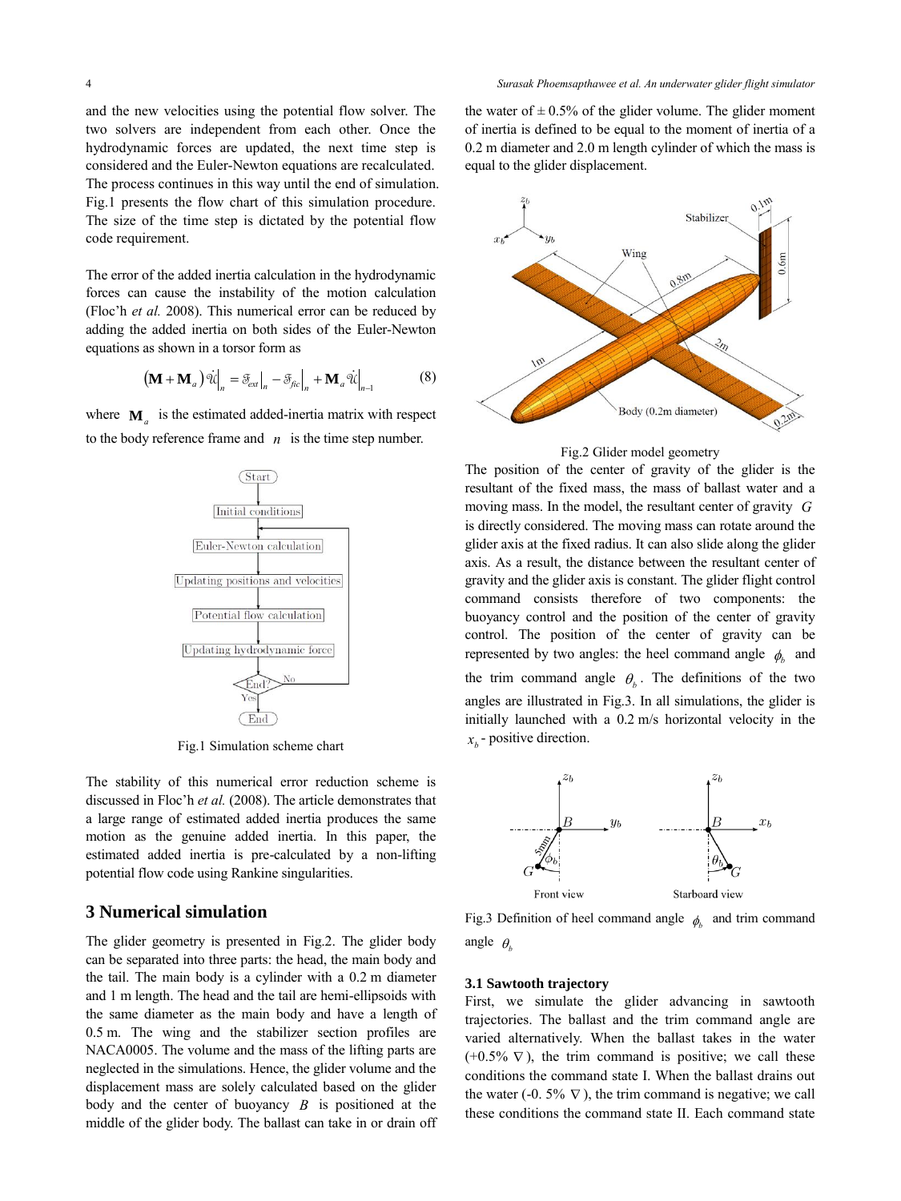and the new velocities using the potential flow solver. The two solvers are independent from each other. Once the hydrodynamic forces are updated, the next time step is considered and the Euler-Newton equations are recalculated. The process continues in this way until the end of simulation. Fig.1 presents the flow chart of this simulation procedure. The size of the time step is dictated by the potential flow code requirement.

The error of the added inertia calculation in the hydrodynamic forces can cause the instability of the motion calculation (Floc'h *et al.* 2008). This numerical error can be reduced by adding the added inertia on both sides of the Euler-Newton equations as shown in a torsor form as

$$\left(\mathbf{M}+\mathbf{M}_a\right)\dot{\mathscr{V}}\Big|_n = \mathscr{F}_{ext}\Big|_n - \mathscr{F}_{fic}\Big|_n + \mathbf{M}_a\dot{\mathscr{V}}\Big|_{n-1} \tag{8}$$

where $\mathbf{M}_a$ is the estimated added-inertia matrix with respect to the body reference frame and $n$ is the time step number.

Fig.1 Simulation scheme chart

The stability of this numerical error reduction scheme is discussed in Floc'h *et al.* (2008). The article demonstrates that a large range of estimated added inertia produces the same motion as the genuine added inertia. In this paper, the estimated added inertia is pre-calculated by a non-lifting potential flow code using Rankine singularities.

## 3 Numerical simulation

The glider geometry is presented in Fig.2. The glider body can be separated into three parts: the head, the main body and the tail. The main body is a cylinder with a 0.2 m diameter and 1 m length. The head and the tail are hemi-ellipsoids with the same diameter as the main body and have a length of 0.5 m. The wing and the stabilizer section profiles are NACA0005. The volume and the mass of the lifting parts are neglected in the simulations. Hence, the glider volume and the displacement mass are solely calculated based on the glider body and the center of buoyancy $B$ is positioned at the middle of the glider body. The ballast can take in or drain off the water of ± 0.5% of the glider volume. The glider moment of inertia is defined to be equal to the moment of inertia of a 0.2 m diameter and 2.0 m length cylinder of which the mass is equal to the glider displacement.

Fig.2 Glider model geometry

The position of the center of gravity of the glider is the resultant of the fixed mass, the mass of ballast water and a moving mass. In the model, the resultant center of gravity $G$ is directly considered. The moving mass can rotate around the glider axis at the fixed radius. It can also slide along the glider axis. As a result, the distance between the resultant center of gravity and the glider axis is constant. The glider flight control command consists therefore of two components: the buoyancy control and the position of the center of gravity control. The position of the center of gravity can be represented by two angles: the heel command angle $\phi_b$ and the trim command angle $\theta_b$. The definitions of the two angles are illustrated in Fig.3. In all simulations, the glider is initially launched with a 0.2 m/s horizontal velocity in the $x_b$- positive direction.

Fig.3 Definition of heel command angle $\phi_b$ and trim command angle $\theta_b$

### 3.1 Sawtooth trajectory

First, we simulate the glider advancing in sawtooth trajectories. The ballast and the trim command angle are varied alternatively. When the ballast takes in the water (+0.5% $\nabla$), the trim command is positive; we call these conditions the command state I. When the ballast drains out the water (-0. 5% $\nabla$), the trim command is negative; we call these conditions the command state II. Each command state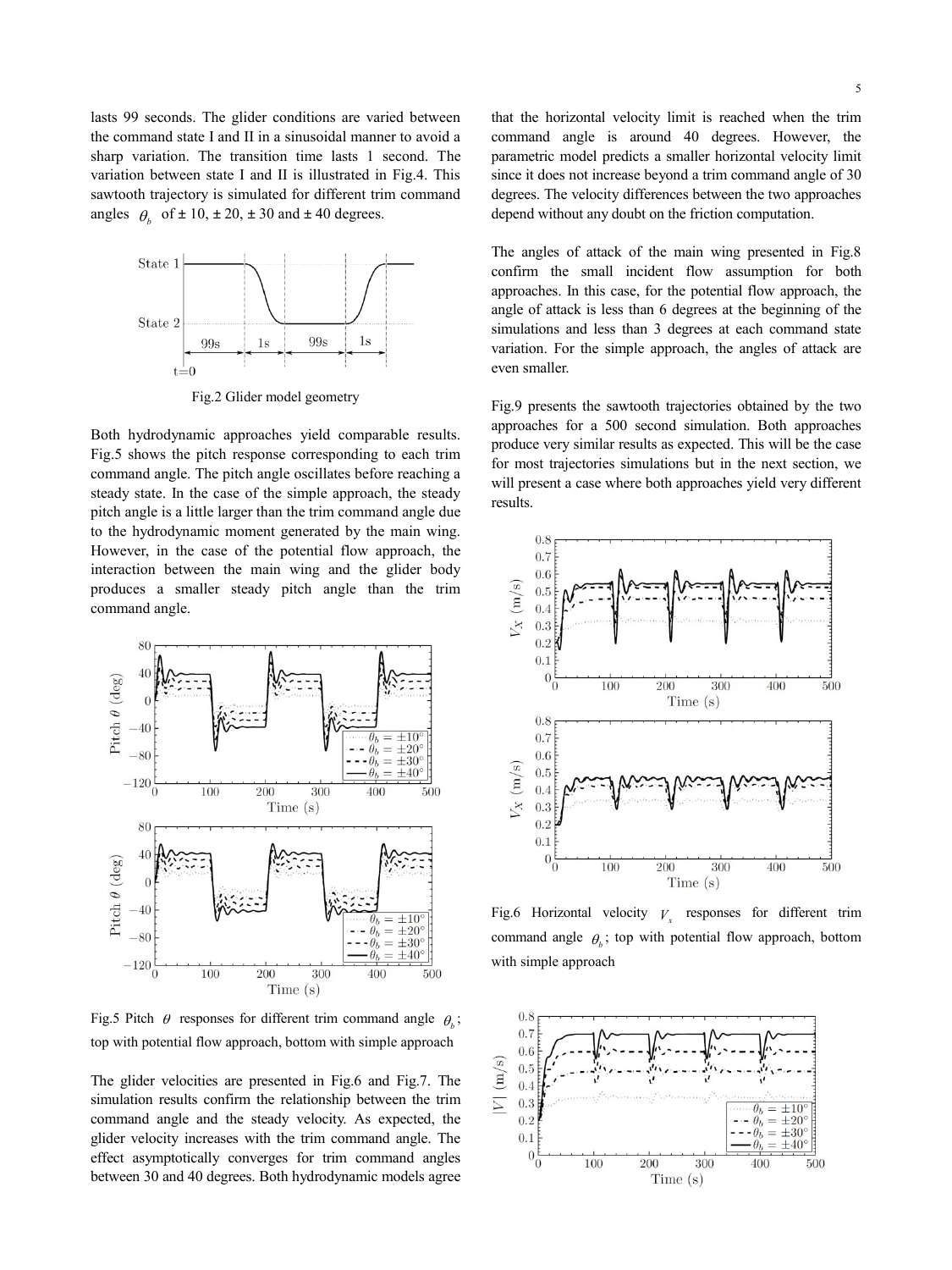lasts 99 seconds. The glider conditions are varied between the command state I and II in a sinusoidal manner to avoid a sharp variation. The transition time lasts 1 second. The variation between state I and II is illustrated in Fig.4. This sawtooth trajectory is simulated for different trim command angles $\theta_b$ of ± 10, ± 20, ± 30 and ± 40 degrees.

Fig.2 Glider model geometry

Both hydrodynamic approaches yield comparable results. Fig.5 shows the pitch response corresponding to each trim command angle. The pitch angle oscillates before reaching a steady state. In the case of the simple approach, the steady pitch angle is a little larger than the trim command angle due to the hydrodynamic moment generated by the main wing. However, in the case of the potential flow approach, the interaction between the main wing and the glider body produces a smaller steady pitch angle than the trim command angle.

Fig.5 Pitch $\theta$ responses for different trim command angle $\theta_b$; top with potential flow approach, bottom with simple approach

The glider velocities are presented in Fig.6 and Fig.7. The simulation results confirm the relationship between the trim command angle and the steady velocity. As expected, the glider velocity increases with the trim command angle. The effect asymptotically converges for trim command angles between 30 and 40 degrees. Both hydrodynamic models agree that the horizontal velocity limit is reached when the trim command angle is around 40 degrees. However, the parametric model predicts a smaller horizontal velocity limit since it does not increase beyond a trim command angle of 30 degrees. The velocity differences between the two approaches depend without any doubt on the friction computation.

The angles of attack of the main wing presented in Fig.8 confirm the small incident flow assumption for both approaches. In this case, for the potential flow approach, the angle of attack is less than 6 degrees at the beginning of the simulations and less than 3 degrees at each command state variation. For the simple approach, the angles of attack are even smaller.

Fig.9 presents the sawtooth trajectories obtained by the two approaches for a 500 second simulation. Both approaches produce very similar results as expected. This will be the case for most trajectories simulations but in the next section, we will present a case where both approaches yield very different results.

Fig.6 Horizontal velocity $V_x$ responses for different trim command angle $\theta_b$; top with potential flow approach, bottom with simple approach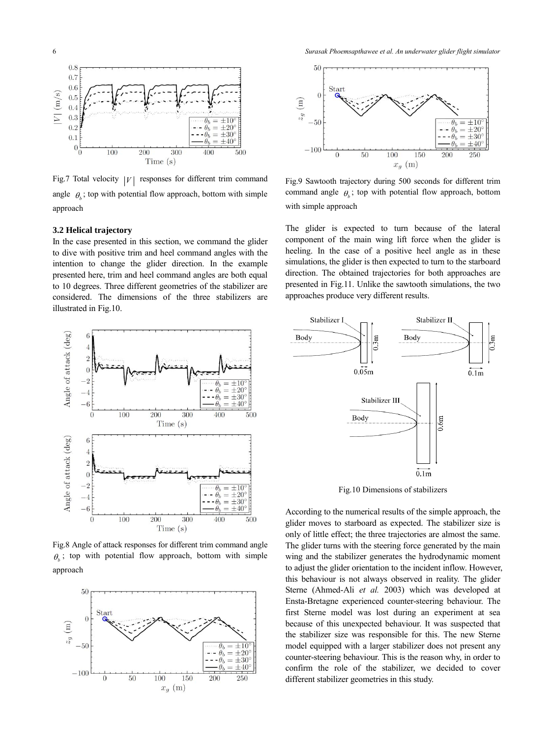Fig.7 Total velocity $|V|$ responses for different trim command angle $\theta_b$; top with potential flow approach, bottom with simple approach

### 3.2 Helical trajectory

In the case presented in this section, we command the glider to dive with positive trim and heel command angles with the intention to change the glider direction. In the example presented here, trim and heel command angles are both equal to 10 degrees. Three different geometries of the stabilizer are considered. The dimensions of the three stabilizers are illustrated in Fig.10.

Fig.8 Angle of attack responses for different trim command angle $\theta_b$; top with potential flow approach, bottom with simple approach

Fig.9 Sawtooth trajectory during 500 seconds for different trim command angle $\theta_b$; top with potential flow approach, bottom with simple approach

The glider is expected to turn because of the lateral component of the main wing lift force when the glider is heeling. In the case of a positive heel angle as in these simulations, the glider is then expected to turn to the starboard direction. The obtained trajectories for both approaches are presented in Fig.11. Unlike the sawtooth simulations, the two approaches produce very different results.

Fig.10 Dimensions of stabilizers

According to the numerical results of the simple approach, the glider moves to starboard as expected. The stabilizer size is only of little effect; the three trajectories are almost the same. The glider turns with the steering force generated by the main wing and the stabilizer generates the hydrodynamic moment to adjust the glider orientation to the incident inflow. However, this behaviour is not always observed in reality. The glider Sterne (Ahmed-Ali *et al.* 2003) which was developed at Ensta-Bretagne experienced counter-steering behaviour. The first Sterne model was lost during an experiment at sea because of this unexpected behaviour. It was suspected that the stabilizer size was responsible for this. The new Sterne model equipped with a larger stabilizer does not present any counter-steering behaviour. This is the reason why, in order to confirm the role of the stabilizer, we decided to cover different stabilizer geometries in this study.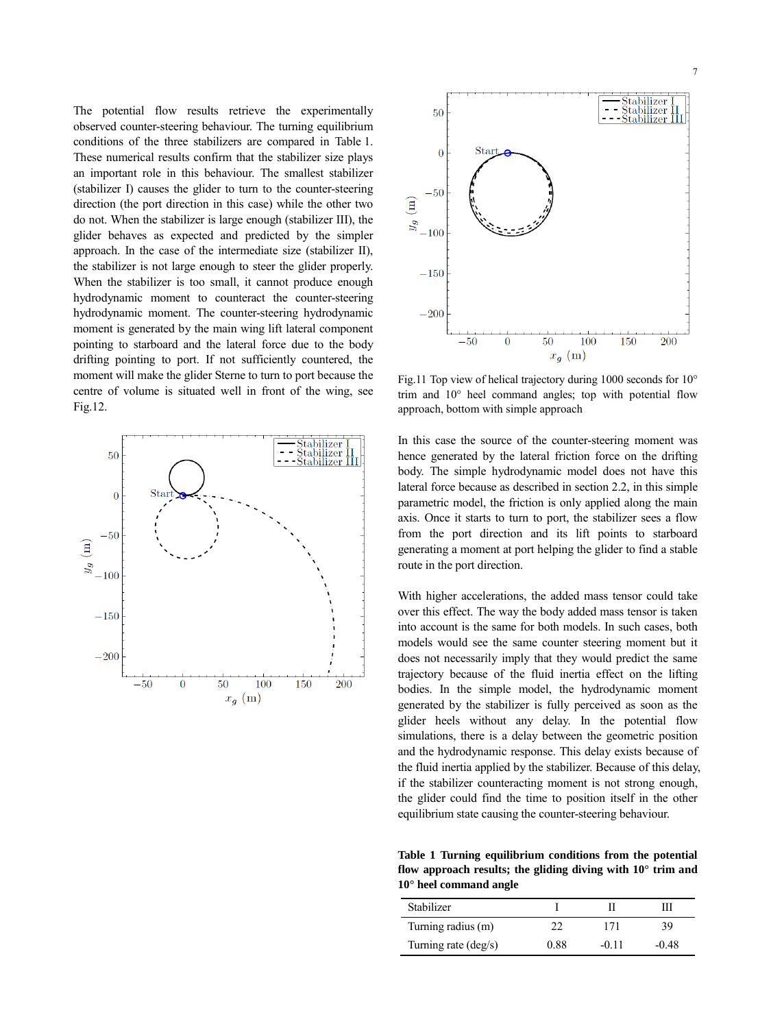The potential flow results retrieve the experimentally observed counter-steering behaviour. The turning equilibrium conditions of the three stabilizers are compared in Table 1. These numerical results confirm that the stabilizer size plays an important role in this behaviour. The smallest stabilizer (stabilizer I) causes the glider to turn to the counter-steering direction (the port direction in this case) while the other two do not. When the stabilizer is large enough (stabilizer III), the glider behaves as expected and predicted by the simpler approach. In the case of the intermediate size (stabilizer II), the stabilizer is not large enough to steer the glider properly. When the stabilizer is too small, it cannot produce enough hydrodynamic moment to counteract the counter-steering hydrodynamic moment. The counter-steering hydrodynamic moment is generated by the main wing lift lateral component pointing to starboard and the lateral force due to the body drifting pointing to port. If not sufficiently countered, the moment will make the glider Sterne to turn to port because the centre of volume is situated well in front of the wing, see Fig.12.

Fig.11 Top view of helical trajectory during 1000 seconds for 10° trim and 10° heel command angles; top with potential flow approach, bottom with simple approach

In this case the source of the counter-steering moment was hence generated by the lateral friction force on the drifting body. The simple hydrodynamic model does not have this lateral force because as described in section 2.2, in this simple parametric model, the friction is only applied along the main axis. Once it starts to turn to port, the stabilizer sees a flow from the port direction and its lift points to starboard generating a moment at port helping the glider to find a stable route in the port direction.

With higher accelerations, the added mass tensor could take over this effect. The way the body added mass tensor is taken into account is the same for both models. In such cases, both models would see the same counter steering moment but it does not necessarily imply that they would predict the same trajectory because of the fluid inertia effect on the lifting bodies. In the simple model, the hydrodynamic moment generated by the stabilizer is fully perceived as soon as the glider heels without any delay. In the potential flow simulations, there is a delay between the geometric position and the hydrodynamic response. This delay exists because of the fluid inertia applied by the stabilizer. Because of this delay, if the stabilizer counteracting moment is not strong enough, the glider could find the time to position itself in the other equilibrium state causing the counter-steering behaviour.

**Table 1 Turning equilibrium conditions from the potential flow approach results; the gliding diving with 10° trim and 10° heel command angle**

| Stabilizer | I | II | III |
|---|---|---|---|
| Turning radius (m) | 22 | 171 | 39 |
| Turning rate (deg/s) | 0.88 | -0.11 | -0.48 |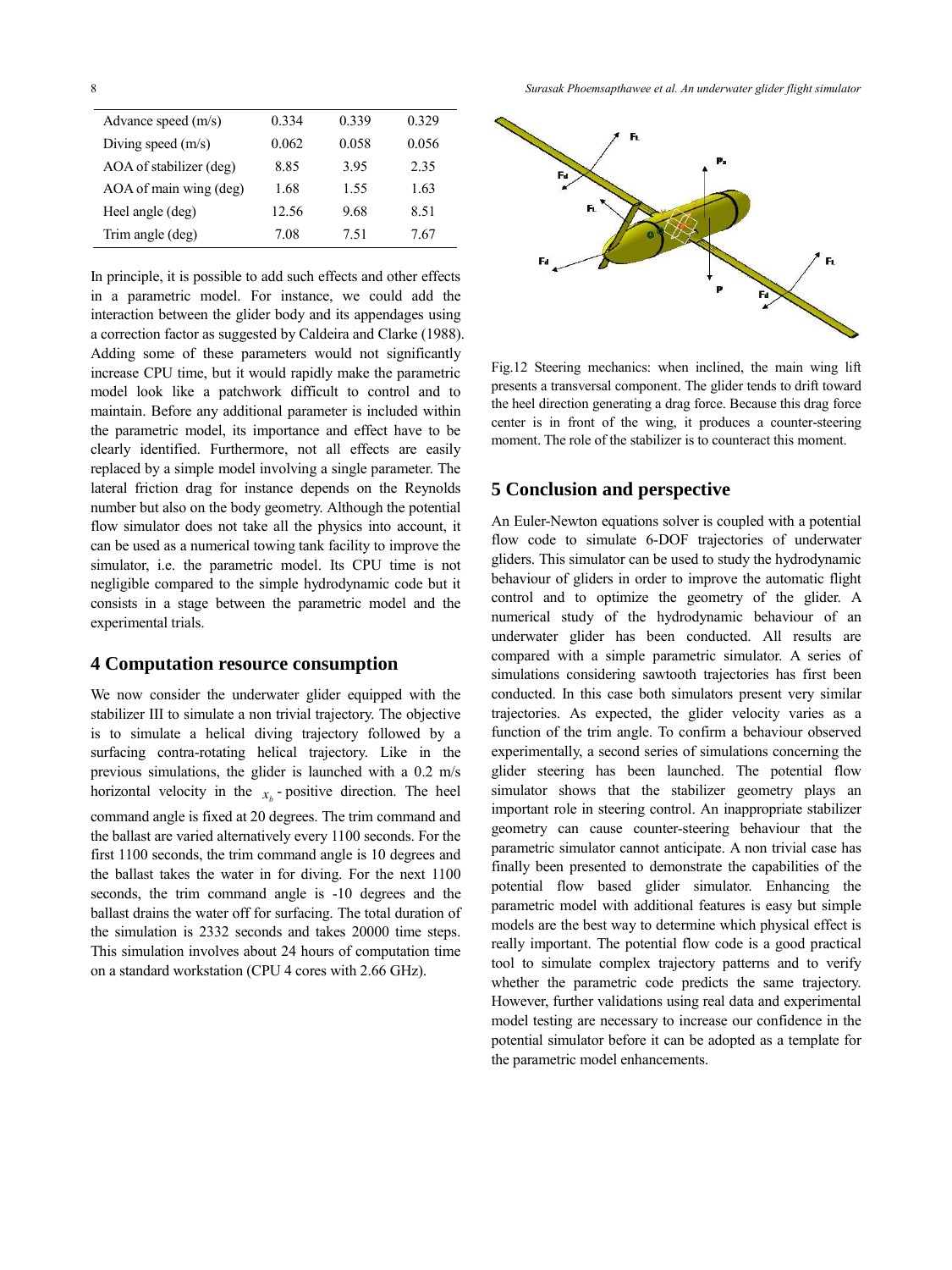| Advance speed (m/s) | 0.334 | 0.339 | 0.329 |
|---|---|---|---|
| Diving speed (m/s) | 0.062 | 0.058 | 0.056 |
| AOA of stabilizer (deg) | 8.85 | 3.95 | 2.35 |
| AOA of main wing (deg) | 1.68 | 1.55 | 1.63 |
| Heel angle (deg) | 12.56 | 9.68 | 8.51 |
| Trim angle (deg) | 7.08 | 7.51 | 7.67 |

In principle, it is possible to add such effects and other effects in a parametric model. For instance, we could add the interaction between the glider body and its appendages using a correction factor as suggested by Caldeira and Clarke (1988). Adding some of these parameters would not significantly increase CPU time, but it would rapidly make the parametric model look like a patchwork difficult to control and to maintain. Before any additional parameter is included within the parametric model, its importance and effect have to be clearly identified. Furthermore, not all effects are easily replaced by a simple model involving a single parameter. The lateral friction drag for instance depends on the Reynolds number but also on the body geometry. Although the potential flow simulator does not take all the physics into account, it can be used as a numerical towing tank facility to improve the simulator, i.e. the parametric model. Its CPU time is not negligible compared to the simple hydrodynamic code but it consists in a stage between the parametric model and the experimental trials.

## 4 Computation resource consumption

We now consider the underwater glider equipped with the stabilizer III to simulate a non trivial trajectory. The objective is to simulate a helical diving trajectory followed by a surfacing contra-rotating helical trajectory. Like in the previous simulations, the glider is launched with a 0.2 m/s horizontal velocity in the $x_b$ - positive direction. The heel command angle is fixed at 20 degrees. The trim command and the ballast are varied alternatively every 1100 seconds. For the first 1100 seconds, the trim command angle is 10 degrees and the ballast takes the water in for diving. For the next 1100 seconds, the trim command angle is -10 degrees and the ballast drains the water off for surfacing. The total duration of the simulation is 2332 seconds and takes 20000 time steps. This simulation involves about 24 hours of computation time on a standard workstation (CPU 4 cores with 2.66 GHz).

Fig.12 Steering mechanics: when inclined, the main wing lift presents a transversal component. The glider tends to drift toward the heel direction generating a drag force. Because this drag force center is in front of the wing, it produces a counter-steering moment. The role of the stabilizer is to counteract this moment.

## 5 Conclusion and perspective

An Euler-Newton equations solver is coupled with a potential flow code to simulate 6-DOF trajectories of underwater gliders. This simulator can be used to study the hydrodynamic behaviour of gliders in order to improve the automatic flight control and to optimize the geometry of the glider. A numerical study of the hydrodynamic behaviour of an underwater glider has been conducted. All results are compared with a simple parametric simulator. A series of simulations considering sawtooth trajectories has first been conducted. In this case both simulators present very similar trajectories. As expected, the glider velocity varies as a function of the trim angle. To confirm a behaviour observed experimentally, a second series of simulations concerning the glider steering has been launched. The potential flow simulator shows that the stabilizer geometry plays an important role in steering control. An inappropriate stabilizer geometry can cause counter-steering behaviour that the parametric simulator cannot anticipate. A non trivial case has finally been presented to demonstrate the capabilities of the potential flow based glider simulator. Enhancing the parametric model with additional features is easy but simple models are the best way to determine which physical effect is really important. The potential flow code is a good practical tool to simulate complex trajectory patterns and to verify whether the parametric code predicts the same trajectory. However, further validations using real data and experimental model testing are necessary to increase our confidence in the potential simulator before it can be adopted as a template for the parametric model enhancements.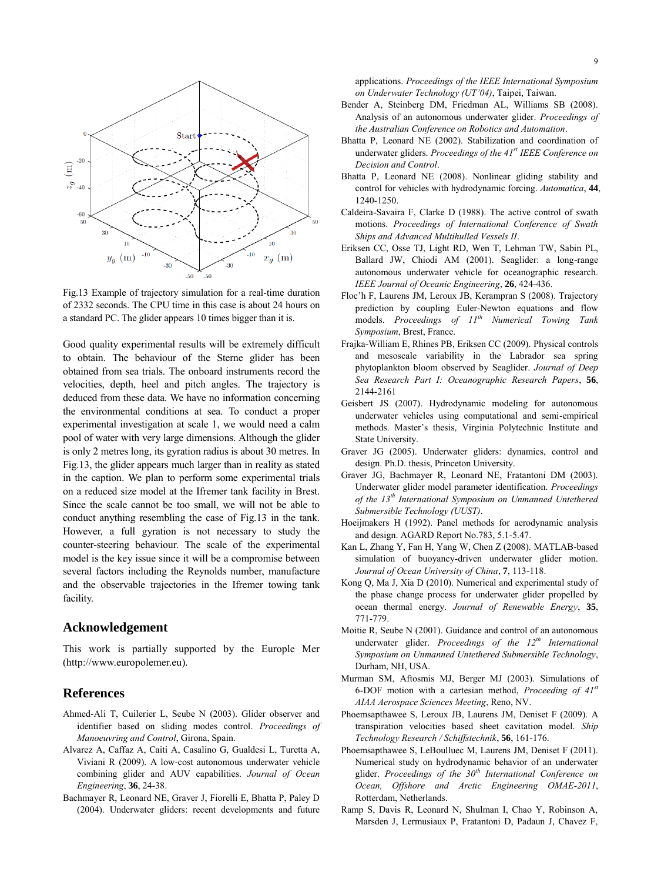Fig.13 Example of trajectory simulation for a real-time duration of 2332 seconds. The CPU time in this case is about 24 hours on a standard PC. The glider appears 10 times bigger than it is.

Good quality experimental results will be extremely difficult to obtain. The behaviour of the Sterne glider has been obtained from sea trials. The onboard instruments record the velocities, depth, heel and pitch angles. The trajectory is deduced from these data. We have no information concerning the environmental conditions at sea. To conduct a proper experimental investigation at scale 1, we would need a calm pool of water with very large dimensions. Although the glider is only 2 metres long, its gyration radius is about 30 metres. In Fig.13, the glider appears much larger than in reality as stated in the caption. We plan to perform some experimental trials on a reduced size model at the Ifremer tank facility in Brest. Since the scale cannot be too small, we will not be able to conduct anything resembling the case of Fig.13 in the tank. However, a full gyration is not necessary to study the counter-steering behaviour. The scale of the experimental model is the key issue since it will be a compromise between several factors including the Reynolds number, manufacture and the observable trajectories in the Ifremer towing tank facility.

## Acknowledgement

This work is partially supported by the Europle Mer (http://www.europolemer.eu).

## References

Ahmed-Ali T, Cuilerier L, Seube N (2003). Glider observer and identifier based on sliding modes control. *Proceedings of Manoeuvring and Control*, Girona, Spain.

Alvarez A, Caffaz A, Caiti A, Casalino G, Gualdesi L, Turetta A, Viviani R (2009). A low-cost autonomous underwater vehicle combining glider and AUV capabilities. *Journal of Ocean Engineering*, **36**, 24-38.

Bachmayer R, Leonard NE, Graver J, Fiorelli E, Bhatta P, Paley D (2004). Underwater gliders: recent developments and future applications. *Proceedings of the IEEE International Symposium on Underwater Technology (UT'04)*, Taipei, Taiwan.

Bender A, Steinberg DM, Friedman AL, Williams SB (2008). Analysis of an autonomous underwater glider. *Proceedings of the Australian Conference on Robotics and Automation*.

Bhatta P, Leonard NE (2002). Stabilization and coordination of underwater gliders. *Proceedings of the 41st IEEE Conference on Decision and Control*.

Bhatta P, Leonard NE (2008). Nonlinear gliding stability and control for vehicles with hydrodynamic forcing. *Automatica*, **44**, 1240-1250.

Caldeira-Savaira F, Clarke D (1988). The active control of swath motions. *Proceedings of International Conference of Swath Ships and Advanced Multihulled Vessels II*.

Eriksen CC, Osse TJ, Light RD, Wen T, Lehman TW, Sabin PL, Ballard JW, Chiodi AM (2001). Seaglider: a long-range autonomous underwater vehicle for oceanographic research. *IEEE Journal of Oceanic Engineering*, **26**, 424-436.

Floc'h F, Laurens JM, Leroux JB, Kerampran S (2008). Trajectory prediction by coupling Euler-Newton equations and flow models. *Proceedings of 11th Numerical Towing Tank Symposium*, Brest, France.

Frajka-William E, Rhines PB, Eriksen CC (2009). Physical controls and mesoscale variability in the Labrador sea spring phytoplankton bloom observed by Seaglider. *Journal of Deep Sea Research Part I: Oceanographic Research Papers*, **56**, 2144-2161

Geisbert JS (2007). Hydrodynamic modeling for autonomous underwater vehicles using computational and semi-empirical methods. Master's thesis, Virginia Polytechnic Institute and State University.

Graver JG (2005). Underwater gliders: dynamics, control and design. Ph.D. thesis, Princeton University.

Graver JG, Bachmayer R, Leonard NE, Fratantoni DM (2003). Underwater glider model parameter identification. *Proceedings of the 13th International Symposium on Unmanned Untethered Submersible Technology (UUST)*.

Hoeijmakers H (1992). Panel methods for aerodynamic analysis and design. AGARD Report No.783, 5.1-5.47.

Kan L, Zhang Y, Fan H, Yang W, Chen Z (2008). MATLAB-based simulation of buoyancy-driven underwater glider motion. *Journal of Ocean University of China*, **7**, 113-118.

Kong Q, Ma J, Xia D (2010). Numerical and experimental study of the phase change process for underwater glider propelled by ocean thermal energy. *Journal of Renewable Energy*, **35**, 771-779.

Moitie R, Seube N (2001). Guidance and control of an autonomous underwater glider. *Proceedings of the 12th International Symposium on Unmanned Untethered Submersible Technology*, Durham, NH, USA.

Murman SM, Aftosmis MJ, Berger MJ (2003). Simulations of 6-DOF motion with a cartesian method, *Proceeding of 41st AIAA Aerospace Sciences Meeting*, Reno, NV.

Phoemsapthawee S, Leroux JB, Laurens JM, Deniset F (2009). A transpiration velocities based sheet cavitation model. *Ship Technology Research / Schiffstechnik*, **56**, 161-176.

Phoemsapthawee S, LeBoulluec M, Laurens JM, Deniset F (2011). Numerical study on hydrodynamic behavior of an underwater glider. *Proceedings of the 30th International Conference on Ocean, Offshore and Arctic Engineering OMAE-2011*, Rotterdam, Netherlands.

Ramp S, Davis R, Leonard N, Shulman I, Chao Y, Robinson A, Marsden J, Lermusiaux P, Fratantoni D, Padaun J, Chavez F,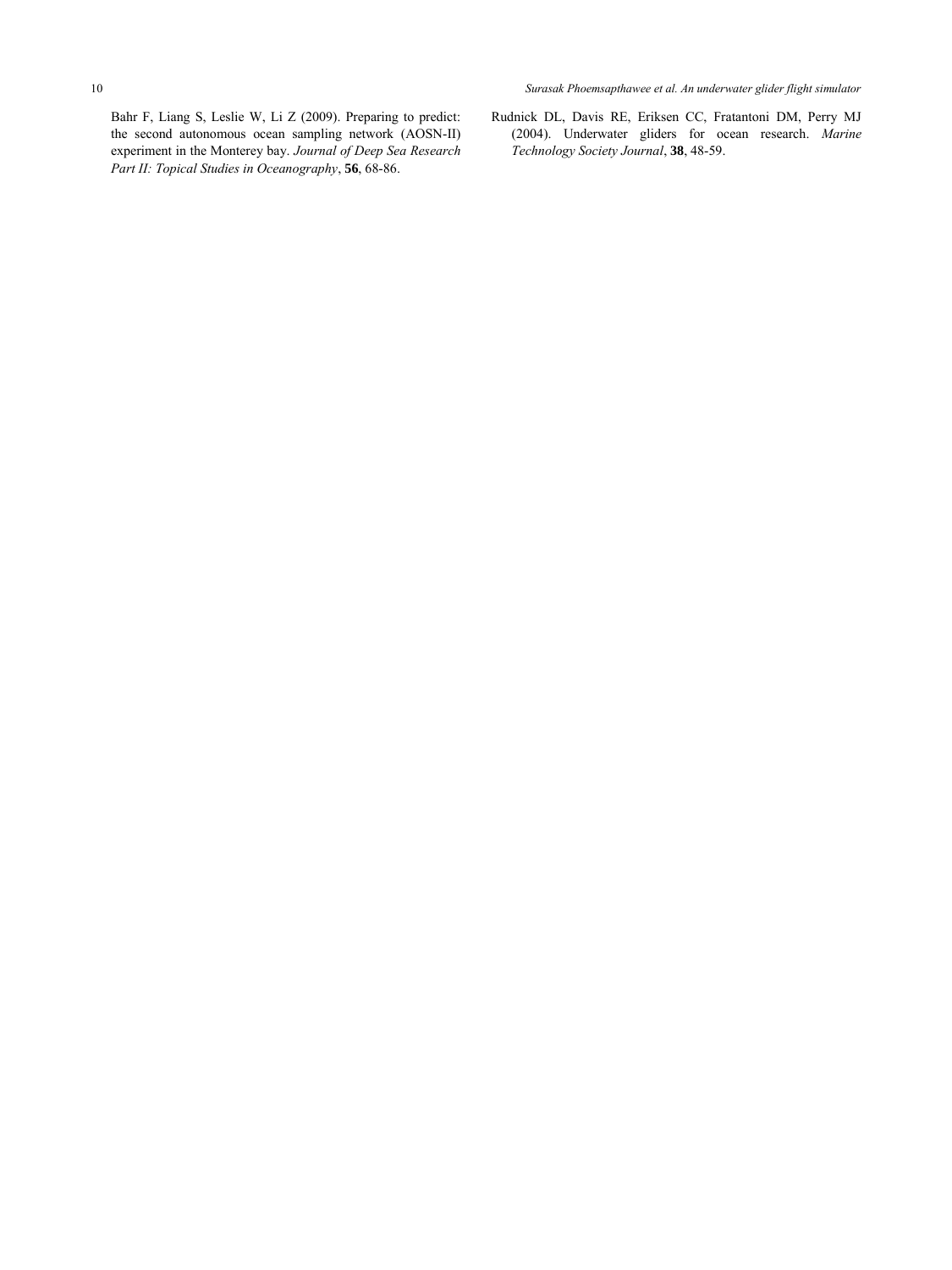Bahr F, Liang S, Leslie W, Li Z (2009). Preparing to predict: the second autonomous ocean sampling network (AOSN-II) experiment in the Monterey bay. *Journal of Deep Sea Research Part II: Topical Studies in Oceanography*, **56**, 68-86.

Rudnick DL, Davis RE, Eriksen CC, Fratantoni DM, Perry MJ (2004). Underwater gliders for ocean research. *Marine Technology Society Journal*, **38**, 48-59.